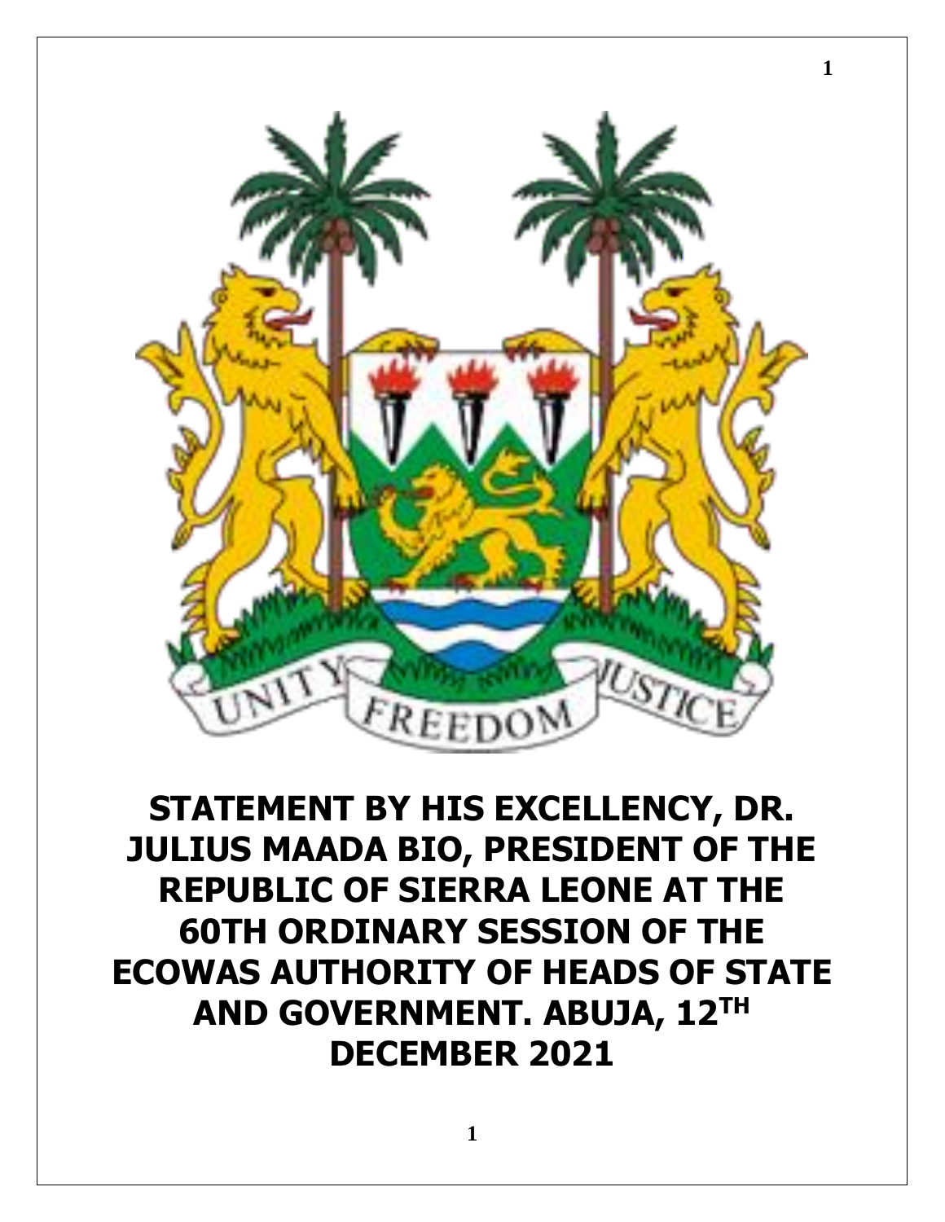# STATEMENT BY HIS EXCELLENCY, DR. JULIUS MAADA BIO, PRESIDENT OF THE REPUBLIC OF SIERRA LEONE AT THE 60TH ORDINARY SESSION OF THE ECOWAS AUTHORITY OF HEADS OF STATE AND GOVERNMENT. ABUJA, 12TH DECEMBER 2021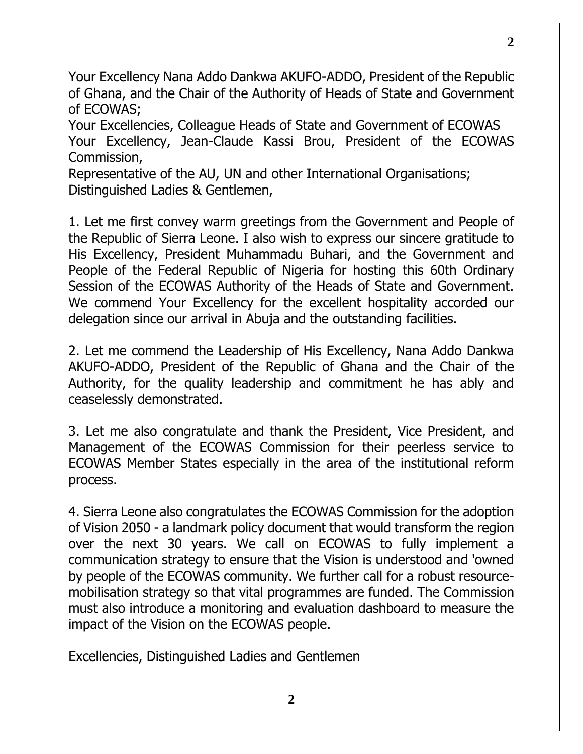Your Excellency Nana Addo Dankwa AKUFO-ADDO, President of the Republic of Ghana, and the Chair of the Authority of Heads of State and Government of ECOWAS;
Your Excellencies, Colleague Heads of State and Government of ECOWAS
Your Excellency, Jean-Claude Kassi Brou, President of the ECOWAS Commission,
Representative of the AU, UN and other International Organisations;
Distinguished Ladies & Gentlemen,

1. Let me first convey warm greetings from the Government and People of the Republic of Sierra Leone. I also wish to express our sincere gratitude to His Excellency, President Muhammadu Buhari, and the Government and People of the Federal Republic of Nigeria for hosting this 60th Ordinary Session of the ECOWAS Authority of the Heads of State and Government. We commend Your Excellency for the excellent hospitality accorded our delegation since our arrival in Abuja and the outstanding facilities.

2. Let me commend the Leadership of His Excellency, Nana Addo Dankwa AKUFO-ADDO, President of the Republic of Ghana and the Chair of the Authority, for the quality leadership and commitment he has ably and ceaselessly demonstrated.

3. Let me also congratulate and thank the President, Vice President, and Management of the ECOWAS Commission for their peerless service to ECOWAS Member States especially in the area of the institutional reform process.

4. Sierra Leone also congratulates the ECOWAS Commission for the adoption of Vision 2050 - a landmark policy document that would transform the region over the next 30 years. We call on ECOWAS to fully implement a communication strategy to ensure that the Vision is understood and 'owned by people of the ECOWAS community. We further call for a robust resource-mobilisation strategy so that vital programmes are funded. The Commission must also introduce a monitoring and evaluation dashboard to measure the impact of the Vision on the ECOWAS people.

Excellencies, Distinguished Ladies and Gentlemen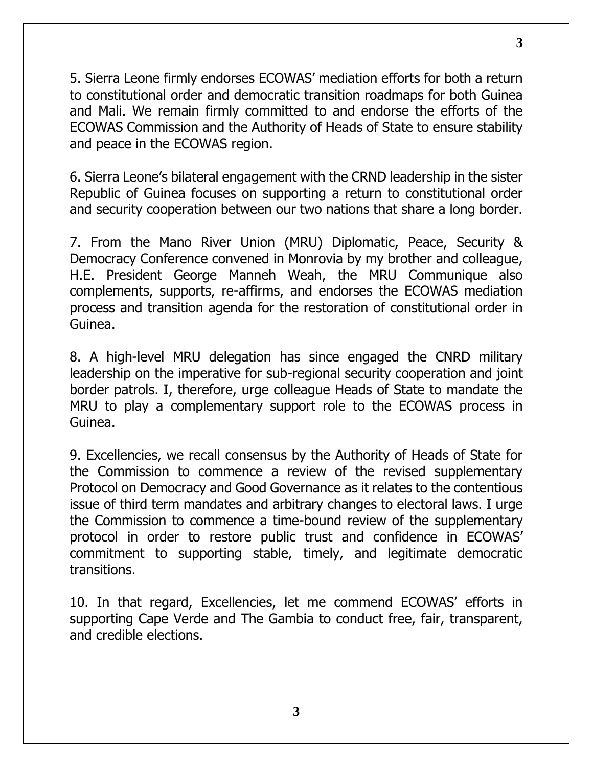5. Sierra Leone firmly endorses ECOWAS' mediation efforts for both a return to constitutional order and democratic transition roadmaps for both Guinea and Mali. We remain firmly committed to and endorse the efforts of the ECOWAS Commission and the Authority of Heads of State to ensure stability and peace in the ECOWAS region.

6. Sierra Leone's bilateral engagement with the CRND leadership in the sister Republic of Guinea focuses on supporting a return to constitutional order and security cooperation between our two nations that share a long border.

7. From the Mano River Union (MRU) Diplomatic, Peace, Security & Democracy Conference convened in Monrovia by my brother and colleague, H.E. President George Manneh Weah, the MRU Communique also complements, supports, re-affirms, and endorses the ECOWAS mediation process and transition agenda for the restoration of constitutional order in Guinea.

8. A high-level MRU delegation has since engaged the CNRD military leadership on the imperative for sub-regional security cooperation and joint border patrols. I, therefore, urge colleague Heads of State to mandate the MRU to play a complementary support role to the ECOWAS process in Guinea.

9. Excellencies, we recall consensus by the Authority of Heads of State for the Commission to commence a review of the revised supplementary Protocol on Democracy and Good Governance as it relates to the contentious issue of third term mandates and arbitrary changes to electoral laws. I urge the Commission to commence a time-bound review of the supplementary protocol in order to restore public trust and confidence in ECOWAS' commitment to supporting stable, timely, and legitimate democratic transitions.

10. In that regard, Excellencies, let me commend ECOWAS' efforts in supporting Cape Verde and The Gambia to conduct free, fair, transparent, and credible elections.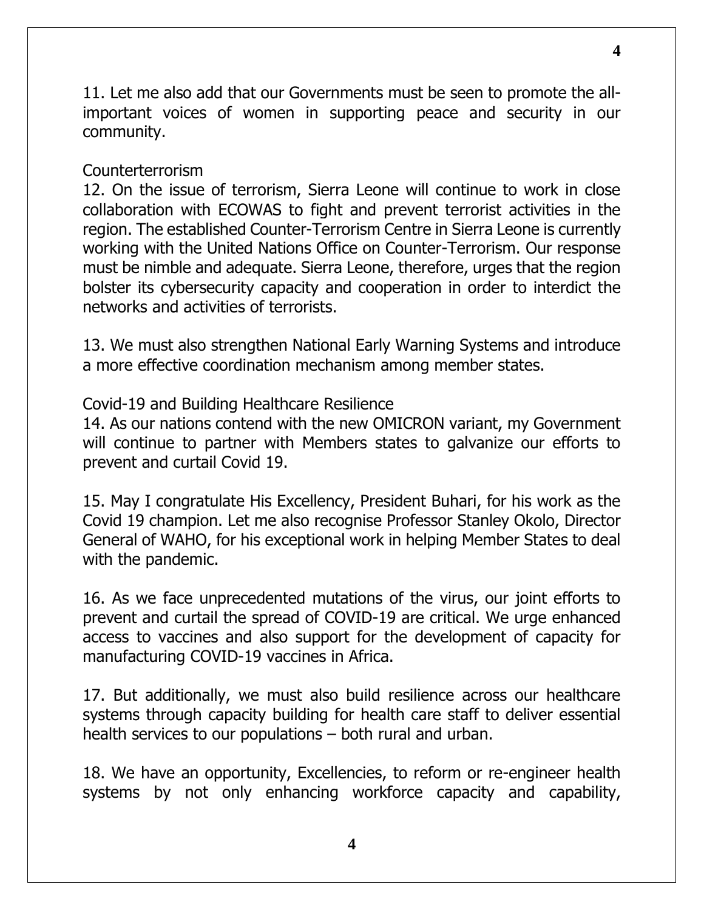11. Let me also add that our Governments must be seen to promote the all-important voices of women in supporting peace and security in our community.

Counterterrorism

12. On the issue of terrorism, Sierra Leone will continue to work in close collaboration with ECOWAS to fight and prevent terrorist activities in the region. The established Counter-Terrorism Centre in Sierra Leone is currently working with the United Nations Office on Counter-Terrorism. Our response must be nimble and adequate. Sierra Leone, therefore, urges that the region bolster its cybersecurity capacity and cooperation in order to interdict the networks and activities of terrorists.

13. We must also strengthen National Early Warning Systems and introduce a more effective coordination mechanism among member states.

Covid-19 and Building Healthcare Resilience

14. As our nations contend with the new OMICRON variant, my Government will continue to partner with Members states to galvanize our efforts to prevent and curtail Covid 19.

15. May I congratulate His Excellency, President Buhari, for his work as the Covid 19 champion. Let me also recognise Professor Stanley Okolo, Director General of WAHO, for his exceptional work in helping Member States to deal with the pandemic.

16. As we face unprecedented mutations of the virus, our joint efforts to prevent and curtail the spread of COVID-19 are critical. We urge enhanced access to vaccines and also support for the development of capacity for manufacturing COVID-19 vaccines in Africa.

17. But additionally, we must also build resilience across our healthcare systems through capacity building for health care staff to deliver essential health services to our populations – both rural and urban.

18. We have an opportunity, Excellencies, to reform or re-engineer health systems by not only enhancing workforce capacity and capability,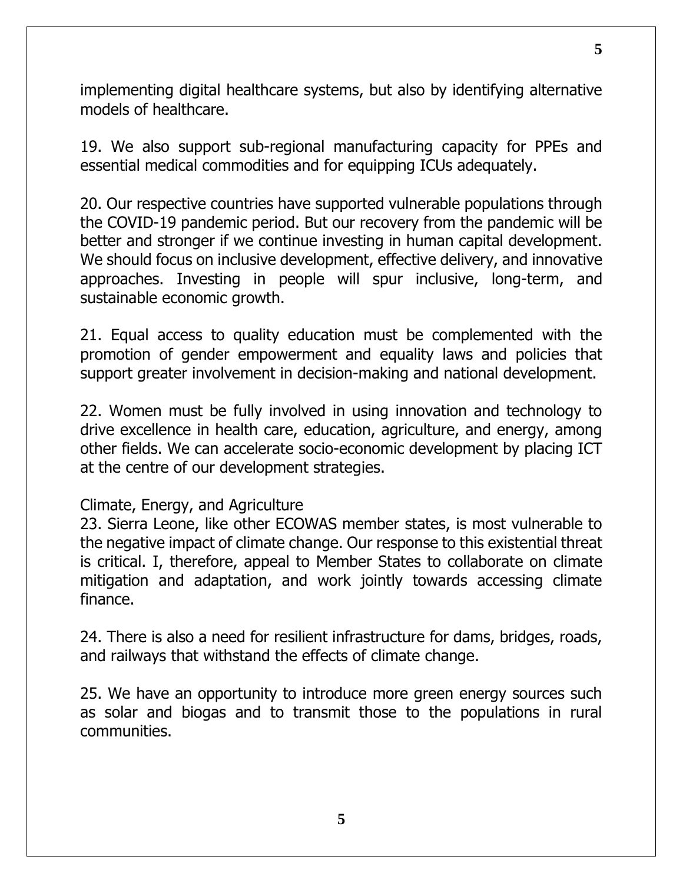implementing digital healthcare systems, but also by identifying alternative models of healthcare.

19. We also support sub-regional manufacturing capacity for PPEs and essential medical commodities and for equipping ICUs adequately.

20. Our respective countries have supported vulnerable populations through the COVID-19 pandemic period. But our recovery from the pandemic will be better and stronger if we continue investing in human capital development. We should focus on inclusive development, effective delivery, and innovative approaches. Investing in people will spur inclusive, long-term, and sustainable economic growth.

21. Equal access to quality education must be complemented with the promotion of gender empowerment and equality laws and policies that support greater involvement in decision-making and national development.

22. Women must be fully involved in using innovation and technology to drive excellence in health care, education, agriculture, and energy, among other fields. We can accelerate socio-economic development by placing ICT at the centre of our development strategies.

Climate, Energy, and Agriculture

23. Sierra Leone, like other ECOWAS member states, is most vulnerable to the negative impact of climate change. Our response to this existential threat is critical. I, therefore, appeal to Member States to collaborate on climate mitigation and adaptation, and work jointly towards accessing climate finance.

24. There is also a need for resilient infrastructure for dams, bridges, roads, and railways that withstand the effects of climate change.

25. We have an opportunity to introduce more green energy sources such as solar and biogas and to transmit those to the populations in rural communities.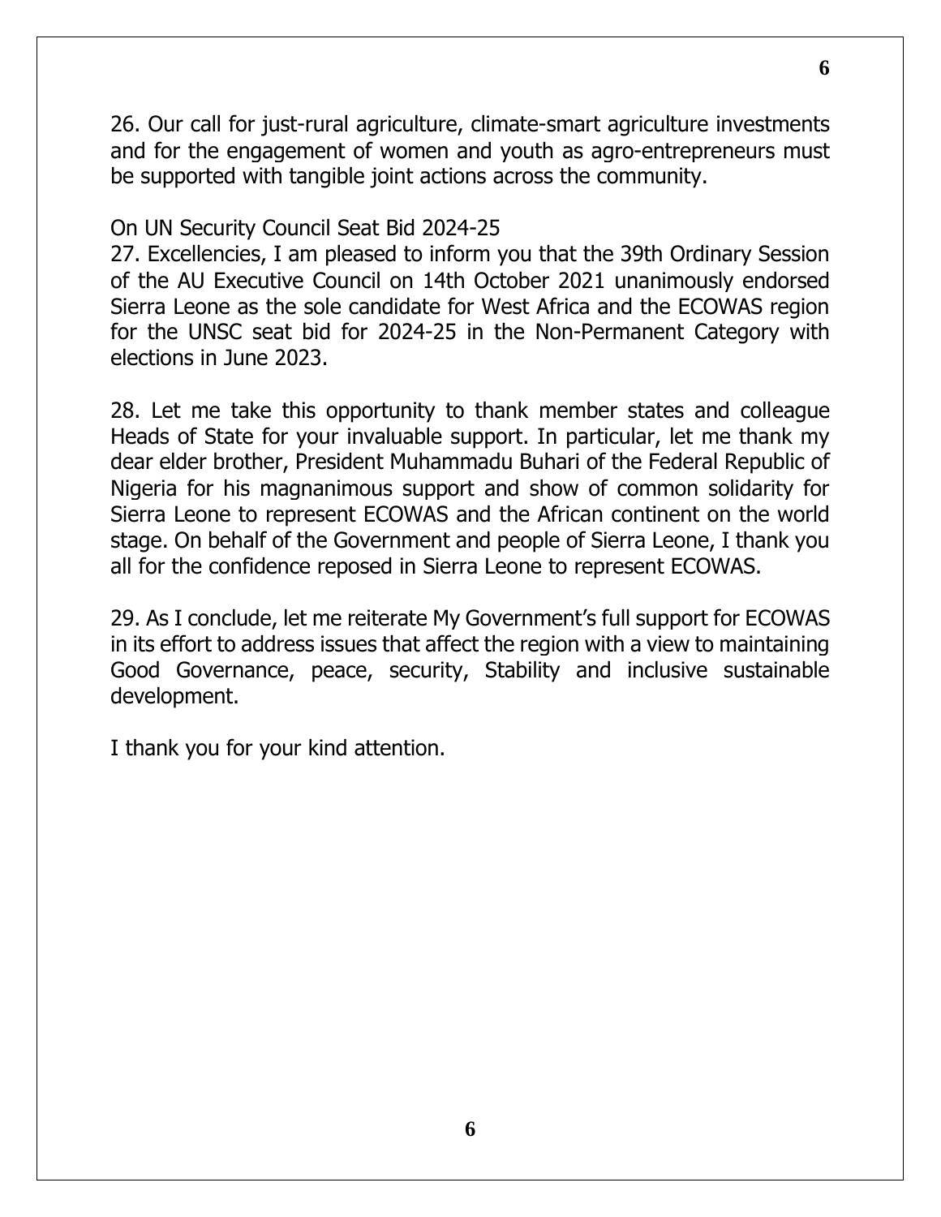26. Our call for just-rural agriculture, climate-smart agriculture investments and for the engagement of women and youth as agro-entrepreneurs must be supported with tangible joint actions across the community.

On UN Security Council Seat Bid 2024-25

27. Excellencies, I am pleased to inform you that the 39th Ordinary Session of the AU Executive Council on 14th October 2021 unanimously endorsed Sierra Leone as the sole candidate for West Africa and the ECOWAS region for the UNSC seat bid for 2024-25 in the Non-Permanent Category with elections in June 2023.

28. Let me take this opportunity to thank member states and colleague Heads of State for your invaluable support. In particular, let me thank my dear elder brother, President Muhammadu Buhari of the Federal Republic of Nigeria for his magnanimous support and show of common solidarity for Sierra Leone to represent ECOWAS and the African continent on the world stage. On behalf of the Government and people of Sierra Leone, I thank you all for the confidence reposed in Sierra Leone to represent ECOWAS.

29. As I conclude, let me reiterate My Government's full support for ECOWAS in its effort to address issues that affect the region with a view to maintaining Good Governance, peace, security, Stability and inclusive sustainable development.

I thank you for your kind attention.